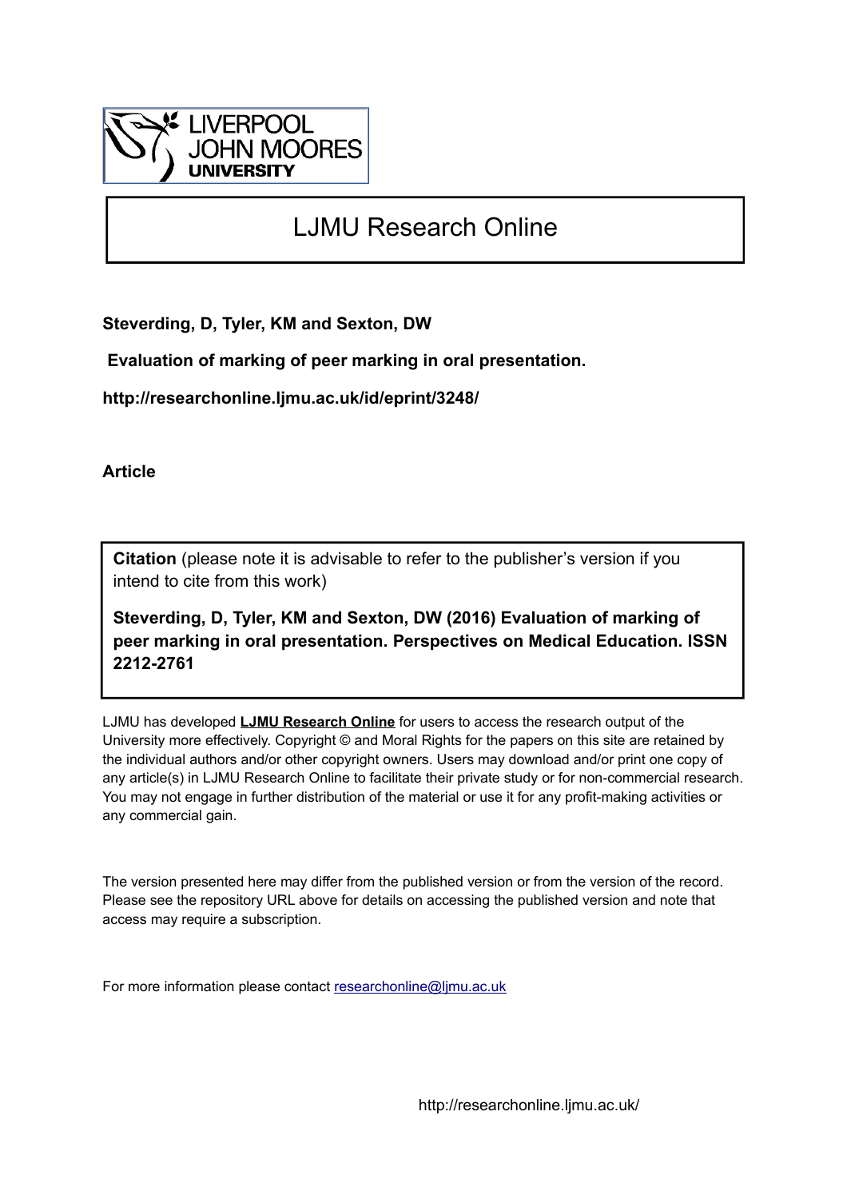LIVERPOOL JOHN MOORES UNIVERSITY

# LJMU Research Online

**Steverding, D, Tyler, KM and Sexton, DW**

**Evaluation of marking of peer marking in oral presentation.**

**http://researchonline.ljmu.ac.uk/id/eprint/3248/**

**Article**

**Citation** (please note it is advisable to refer to the publisher's version if you intend to cite from this work)

**Steverding, D, Tyler, KM and Sexton, DW (2016) Evaluation of marking of peer marking in oral presentation. Perspectives on Medical Education. ISSN 2212-2761**

LJMU has developed **LJMU Research Online** for users to access the research output of the University more effectively. Copyright © and Moral Rights for the papers on this site are retained by the individual authors and/or other copyright owners. Users may download and/or print one copy of any article(s) in LJMU Research Online to facilitate their private study or for non-commercial research. You may not engage in further distribution of the material or use it for any profit-making activities or any commercial gain.

The version presented here may differ from the published version or from the version of the record. Please see the repository URL above for details on accessing the published version and note that access may require a subscription.

For more information please contact researchonline@ljmu.ac.uk

http://researchonline.ljmu.ac.uk/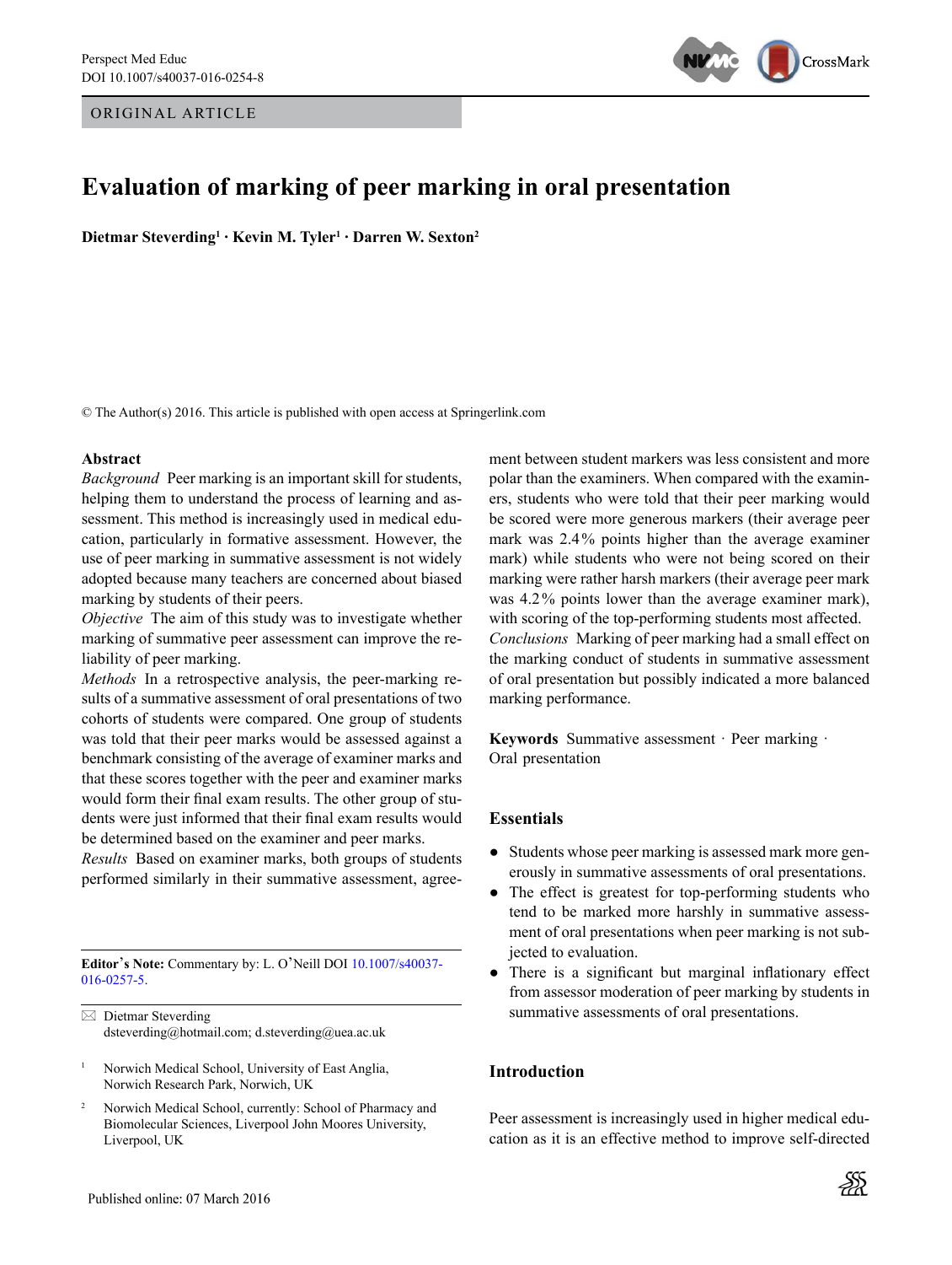ORIGINAL ARTICLE

# Evaluation of marking of peer marking in oral presentation

**Dietmar Steverding[1] · Kevin M. Tyler[1] · Darren W. Sexton[2]**

© The Author(s) 2016. This article is published with open access at Springerlink.com

**Abstract**

*Background* Peer marking is an important skill for students, helping them to understand the process of learning and assessment. This method is increasingly used in medical education, particularly in formative assessment. However, the use of peer marking in summative assessment is not widely adopted because many teachers are concerned about biased marking by students of their peers.

*Objective* The aim of this study was to investigate whether marking of summative peer assessment can improve the reliability of peer marking.

*Methods* In a retrospective analysis, the peer-marking results of a summative assessment of oral presentations of two cohorts of students were compared. One group of students was told that their peer marks would be assessed against a benchmark consisting of the average of examiner marks and that these scores together with the peer and examiner marks would form their final exam results. The other group of students were just informed that their final exam results would be determined based on the examiner and peer marks.

*Results* Based on examiner marks, both groups of students performed similarly in their summative assessment, agreement between student markers was less consistent and more polar than the examiners. When compared with the examiners, students who were told that their peer marking would be scored were more generous markers (their average peer mark was 2.4% points higher than the average examiner mark) while students who were not being scored on their marking were rather harsh markers (their average peer mark was 4.2% points lower than the average examiner mark), with scoring of the top-performing students most affected.

*Conclusions* Marking of peer marking had a small effect on the marking conduct of students in summative assessment of oral presentation but possibly indicated a more balanced marking performance.

**Keywords** Summative assessment · Peer marking · Oral presentation

**Editor's Note:** Commentary by: L. O'Neill DOI 10.1007/s40037-016-0257-5.

✉ Dietmar Steverding
dsteverding@hotmail.com; d.steverding@uea.ac.uk

[1] Norwich Medical School, University of East Anglia, Norwich Research Park, Norwich, UK

[2] Norwich Medical School, currently: School of Pharmacy and Biomolecular Sciences, Liverpool John Moores University, Liverpool, UK

## Essentials

- Students whose peer marking is assessed mark more generously in summative assessments of oral presentations.
- The effect is greatest for top-performing students who tend to be marked more harshly in summative assessment of oral presentations when peer marking is not subjected to evaluation.
- There is a significant but marginal inflationary effect from assessor moderation of peer marking by students in summative assessments of oral presentations.

## Introduction

Peer assessment is increasingly used in higher medical education as it is an effective method to improve self-directed

Published online: 07 March 2016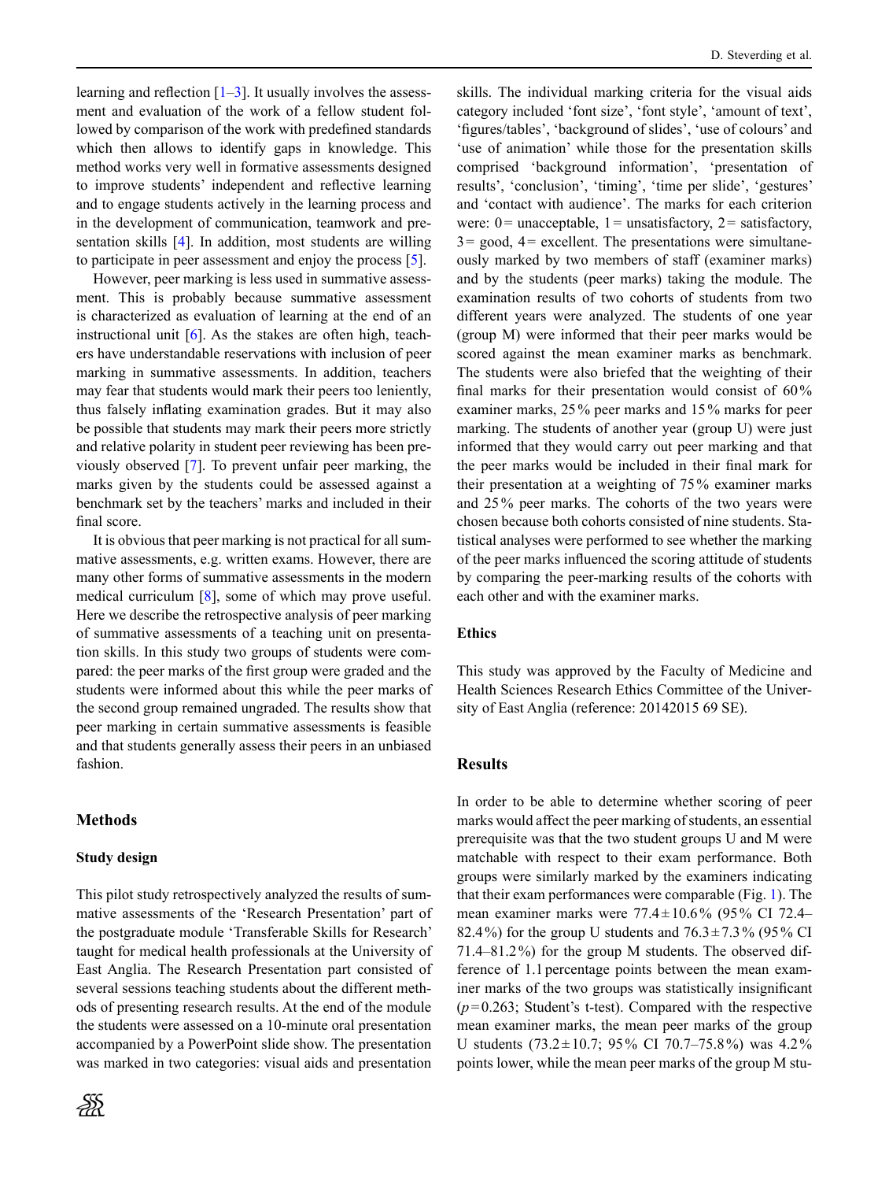learning and reflection [1–3]. It usually involves the assessment and evaluation of the work of a fellow student followed by comparison of the work with predefined standards which then allows to identify gaps in knowledge. This method works very well in formative assessments designed to improve students' independent and reflective learning and to engage students actively in the learning process and in the development of communication, teamwork and presentation skills [4]. In addition, most students are willing to participate in peer assessment and enjoy the process [5].

However, peer marking is less used in summative assessment. This is probably because summative assessment is characterized as evaluation of learning at the end of an instructional unit [6]. As the stakes are often high, teachers have understandable reservations with inclusion of peer marking in summative assessments. In addition, teachers may fear that students would mark their peers too leniently, thus falsely inflating examination grades. But it may also be possible that students may mark their peers more strictly and relative polarity in student peer reviewing has been previously observed [7]. To prevent unfair peer marking, the marks given by the students could be assessed against a benchmark set by the teachers' marks and included in their final score.

It is obvious that peer marking is not practical for all summative assessments, e.g. written exams. However, there are many other forms of summative assessments in the modern medical curriculum [8], some of which may prove useful. Here we describe the retrospective analysis of peer marking of summative assessments of a teaching unit on presentation skills. In this study two groups of students were compared: the peer marks of the first group were graded and the students were informed about this while the peer marks of the second group remained ungraded. The results show that peer marking in certain summative assessments is feasible and that students generally assess their peers in an unbiased fashion.

## Methods

### Study design

This pilot study retrospectively analyzed the results of summative assessments of the 'Research Presentation' part of the postgraduate module 'Transferable Skills for Research' taught for medical health professionals at the University of East Anglia. The Research Presentation part consisted of several sessions teaching students about the different methods of presenting research results. At the end of the module the students were assessed on a 10-minute oral presentation accompanied by a PowerPoint slide show. The presentation was marked in two categories: visual aids and presentation skills. The individual marking criteria for the visual aids category included 'font size', 'font style', 'amount of text', 'figures/tables', 'background of slides', 'use of colours' and 'use of animation' while those for the presentation skills comprised 'background information', 'presentation of results', 'conclusion', 'timing', 'time per slide', 'gestures' and 'contact with audience'. The marks for each criterion were: 0 = unacceptable, 1 = unsatisfactory, 2 = satisfactory, 3 = good, 4 = excellent. The presentations were simultaneously marked by two members of staff (examiner marks) and by the students (peer marks) taking the module. The examination results of two cohorts of students from two different years were analyzed. The students of one year (group M) were informed that their peer marks would be scored against the mean examiner marks as benchmark. The students were also briefed that the weighting of their final marks for their presentation would consist of 60% examiner marks, 25% peer marks and 15% marks for peer marking. The students of another year (group U) were just informed that they would carry out peer marking and that the peer marks would be included in their final mark for their presentation at a weighting of 75% examiner marks and 25% peer marks. The cohorts of the two years were chosen because both cohorts consisted of nine students. Statistical analyses were performed to see whether the marking of the peer marks influenced the scoring attitude of students by comparing the peer-marking results of the cohorts with each other and with the examiner marks.

### Ethics

This study was approved by the Faculty of Medicine and Health Sciences Research Ethics Committee of the University of East Anglia (reference: 20142015 69 SE).

## Results

In order to be able to determine whether scoring of peer marks would affect the peer marking of students, an essential prerequisite was that the two student groups U and M were matchable with respect to their exam performance. Both groups were similarly marked by the examiners indicating that their exam performances were comparable (Fig. 1). The mean examiner marks were 77.4 ± 10.6% (95% CI 72.4–82.4%) for the group U students and 76.3 ± 7.3% (95% CI 71.4–81.2%) for the group M students. The observed difference of 1.1 percentage points between the mean examiner marks of the two groups was statistically insignificant ($p = 0.263$; Student's t-test). Compared with the respective mean examiner marks, the mean peer marks of the group U students (73.2 ± 10.7; 95% CI 70.7–75.8%) was 4.2% points lower, while the mean peer marks of the group M stu-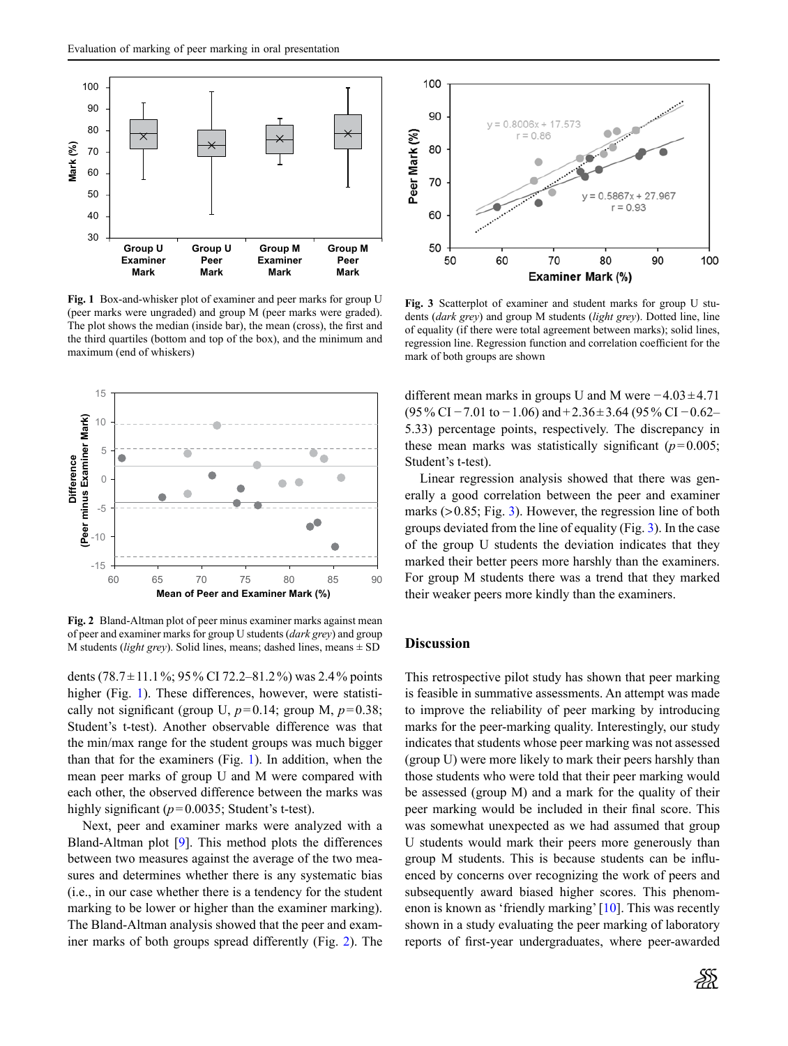Fig. 1 Box-and-whisker plot of examiner and peer marks for group U (peer marks were ungraded) and group M (peer marks were graded). The plot shows the median (inside bar), the mean (cross), the first and the third quartiles (bottom and top of the box), and the minimum and maximum (end of whiskers)

Fig. 2 Bland-Altman plot of peer minus examiner marks against mean of peer and examiner marks for group U students (*dark grey*) and group M students (*light grey*). Solid lines, means; dashed lines, means ± SD

dents (78.7 ± 11.1 %; 95 % CI 72.2–81.2 %) was 2.4 % points higher (Fig. 1). These differences, however, were statistically not significant (group U, $p = 0.14$; group M, $p = 0.38$; Student's t-test). Another observable difference was that the min/max range for the student groups was much bigger than that for the examiners (Fig. 1). In addition, when the mean peer marks of group U and M were compared with each other, the observed difference between the marks was highly significant ($p = 0.0035$; Student's t-test).

Next, peer and examiner marks were analyzed with a Bland-Altman plot [9]. This method plots the differences between two measures against the average of the two measures and determines whether there is any systematic bias (i.e., in our case whether there is a tendency for the student marking to be lower or higher than the examiner marking). The Bland-Altman analysis showed that the peer and examiner marks of both groups spread differently (Fig. 2). The

Fig. 3 Scatterplot of examiner and student marks for group U students (*dark grey*) and group M students (*light grey*). Dotted line, line of equality (if there were total agreement between marks); solid lines, regression line. Regression function and correlation coefficient for the mark of both groups are shown

different mean marks in groups U and M were −4.03 ± 4.71 (95 % CI −7.01 to −1.06) and + 2.36 ± 3.64 (95 % CI −0.62–5.33) percentage points, respectively. The discrepancy in these mean marks was statistically significant ($p = 0.005$; Student's t-test).

Linear regression analysis showed that there was generally a good correlation between the peer and examiner marks (> 0.85; Fig. 3). However, the regression line of both groups deviated from the line of equality (Fig. 3). In the case of the group U students the deviation indicates that they marked their better peers more harshly than the examiners. For group M students there was a trend that they marked their weaker peers more kindly than the examiners.

## Discussion

This retrospective pilot study has shown that peer marking is feasible in summative assessments. An attempt was made to improve the reliability of peer marking by introducing marks for the peer-marking quality. Interestingly, our study indicates that students whose peer marking was not assessed (group U) were more likely to mark their peers harshly than those students who were told that their peer marking would be assessed (group M) and a mark for the quality of their peer marking would be included in their final score. This was somewhat unexpected as we had assumed that group U students would mark their peers more generously than group M students. This is because students can be influenced by concerns over recognizing the work of peers and subsequently award biased higher scores. This phenomenon is known as 'friendly marking' [10]. This was recently shown in a study evaluating the peer marking of laboratory reports of first-year undergraduates, where peer-awarded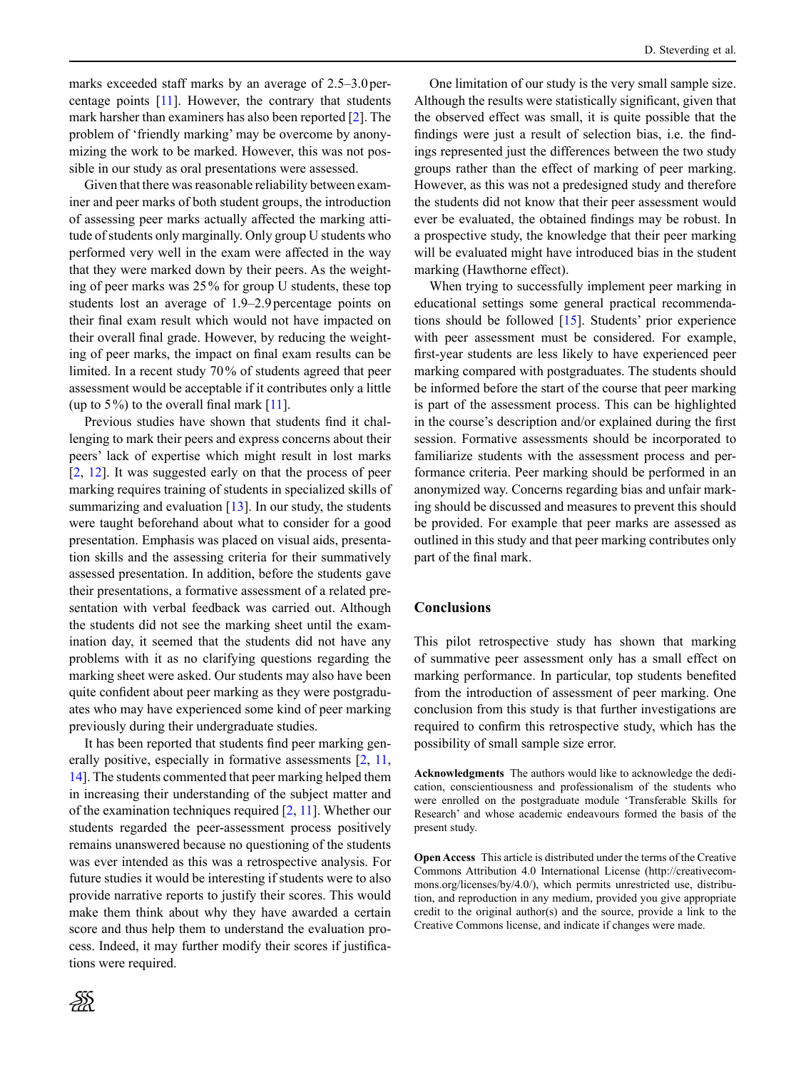marks exceeded staff marks by an average of 2.5–3.0 percentage points [11]. However, the contrary that students mark harsher than examiners has also been reported [2]. The problem of 'friendly marking' may be overcome by anonymizing the work to be marked. However, this was not possible in our study as oral presentations were assessed.

Given that there was reasonable reliability between examiner and peer marks of both student groups, the introduction of assessing peer marks actually affected the marking attitude of students only marginally. Only group U students who performed very well in the exam were affected in the way that they were marked down by their peers. As the weighting of peer marks was 25 % for group U students, these top students lost an average of 1.9–2.9 percentage points on their final exam result which would not have impacted on their overall final grade. However, by reducing the weighting of peer marks, the impact on final exam results can be limited. In a recent study 70 % of students agreed that peer assessment would be acceptable if it contributes only a little (up to 5 %) to the overall final mark [11].

Previous studies have shown that students find it challenging to mark their peers and express concerns about their peers' lack of expertise which might result in lost marks [2, 12]. It was suggested early on that the process of peer marking requires training of students in specialized skills of summarizing and evaluation [13]. In our study, the students were taught beforehand about what to consider for a good presentation. Emphasis was placed on visual aids, presentation skills and the assessing criteria for their summatively assessed presentation. In addition, before the students gave their presentations, a formative assessment of a related presentation with verbal feedback was carried out. Although the students did not see the marking sheet until the examination day, it seemed that the students did not have any problems with it as no clarifying questions regarding the marking sheet were asked. Our students may also have been quite confident about peer marking as they were postgraduates who may have experienced some kind of peer marking previously during their undergraduate studies.

It has been reported that students find peer marking generally positive, especially in formative assessments [2, 11, 14]. The students commented that peer marking helped them in increasing their understanding of the subject matter and of the examination techniques required [2, 11]. Whether our students regarded the peer-assessment process positively remains unanswered because no questioning of the students was ever intended as this was a retrospective analysis. For future studies it would be interesting if students were to also provide narrative reports to justify their scores. This would make them think about why they have awarded a certain score and thus help them to understand the evaluation process. Indeed, it may further modify their scores if justifications were required.

One limitation of our study is the very small sample size. Although the results were statistically significant, given that the observed effect was small, it is quite possible that the findings were just a result of selection bias, i.e. the findings represented just the differences between the two study groups rather than the effect of marking of peer marking. However, as this was not a predesigned study and therefore the students did not know that their peer assessment would ever be evaluated, the obtained findings may be robust. In a prospective study, the knowledge that their peer marking will be evaluated might have introduced bias in the student marking (Hawthorne effect).

When trying to successfully implement peer marking in educational settings some general practical recommendations should be followed [15]. Students' prior experience with peer assessment must be considered. For example, first-year students are less likely to have experienced peer marking compared with postgraduates. The students should be informed before the start of the course that peer marking is part of the assessment process. This can be highlighted in the course's description and/or explained during the first session. Formative assessments should be incorporated to familiarize students with the assessment process and performance criteria. Peer marking should be performed in an anonymized way. Concerns regarding bias and unfair marking should be discussed and measures to prevent this should be provided. For example that peer marks are assessed as outlined in this study and that peer marking contributes only part of the final mark.

## Conclusions

This pilot retrospective study has shown that marking of summative peer assessment only has a small effect on marking performance. In particular, top students benefited from the introduction of assessment of peer marking. One conclusion from this study is that further investigations are required to confirm this retrospective study, which has the possibility of small sample size error.

**Acknowledgments** The authors would like to acknowledge the dedication, conscientiousness and professionalism of the students who were enrolled on the postgraduate module 'Transferable Skills for Research' and whose academic endeavours formed the basis of the present study.

**Open Access** This article is distributed under the terms of the Creative Commons Attribution 4.0 International License (http://creativecommons.org/licenses/by/4.0/), which permits unrestricted use, distribution, and reproduction in any medium, provided you give appropriate credit to the original author(s) and the source, provide a link to the Creative Commons license, and indicate if changes were made.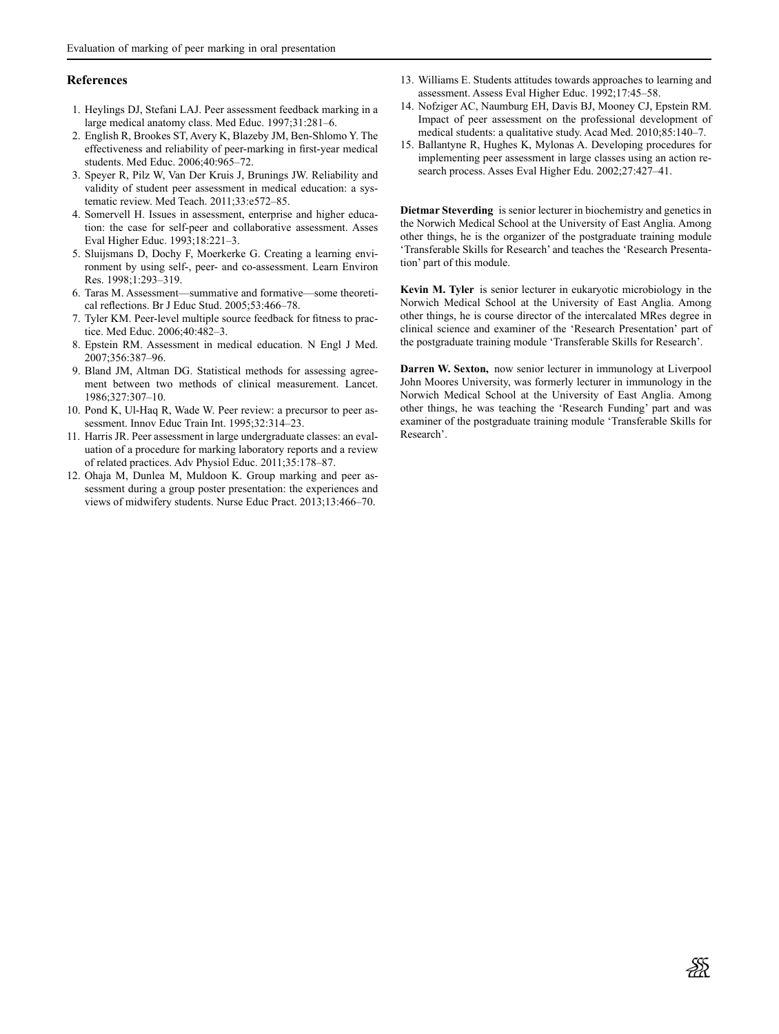## References

1. Heylings DJ, Stefani LAJ. Peer assessment feedback marking in a large medical anatomy class. Med Educ. 1997;31:281–6.
2. English R, Brookes ST, Avery K, Blazeby JM, Ben-Shlomo Y. The effectiveness and reliability of peer-marking in first-year medical students. Med Educ. 2006;40:965–72.
3. Speyer R, Pilz W, Van Der Kruis J, Brunings JW. Reliability and validity of student peer assessment in medical education: a systematic review. Med Teach. 2011;33:e572–85.
4. Somervell H. Issues in assessment, enterprise and higher education: the case for self-peer and collaborative assessment. Asses Eval Higher Educ. 1993;18:221–3.
5. Sluijsmans D, Dochy F, Moerkerke G. Creating a learning environment by using self-, peer- and co-assessment. Learn Environ Res. 1998;1:293–319.
6. Taras M. Assessment—summative and formative—some theoretical reflections. Br J Educ Stud. 2005;53:466–78.
7. Tyler KM. Peer-level multiple source feedback for fitness to practice. Med Educ. 2006;40:482–3.
8. Epstein RM. Assessment in medical education. N Engl J Med. 2007;356:387–96.
9. Bland JM, Altman DG. Statistical methods for assessing agreement between two methods of clinical measurement. Lancet. 1986;327:307–10.
10. Pond K, Ul-Haq R, Wade W. Peer review: a precursor to peer assessment. Innov Educ Train Int. 1995;32:314–23.
11. Harris JR. Peer assessment in large undergraduate classes: an evaluation of a procedure for marking laboratory reports and a review of related practices. Adv Physiol Educ. 2011;35:178–87.
12. Ohaja M, Dunlea M, Muldoon K. Group marking and peer assessment during a group poster presentation: the experiences and views of midwifery students. Nurse Educ Pract. 2013;13:466–70.
13. Williams E. Students attitudes towards approaches to learning and assessment. Assess Eval Higher Educ. 1992;17:45–58.
14. Nofziger AC, Naumburg EH, Davis BJ, Mooney CJ, Epstein RM. Impact of peer assessment on the professional development of medical students: a qualitative study. Acad Med. 2010;85:140–7.
15. Ballantyne R, Hughes K, Mylonas A. Developing procedures for implementing peer assessment in large classes using an action research process. Asses Eval Higher Edu. 2002;27:427–41.

**Dietmar Steverding** is senior lecturer in biochemistry and genetics in the Norwich Medical School at the University of East Anglia. Among other things, he is the organizer of the postgraduate training module 'Transferable Skills for Research' and teaches the 'Research Presentation' part of this module.

**Kevin M. Tyler** is senior lecturer in eukaryotic microbiology in the Norwich Medical School at the University of East Anglia. Among other things, he is course director of the intercalated MRes degree in clinical science and examiner of the 'Research Presentation' part of the postgraduate training module 'Transferable Skills for Research'.

**Darren W. Sexton,** now senior lecturer in immunology at Liverpool John Moores University, was formerly lecturer in immunology in the Norwich Medical School at the University of East Anglia. Among other things, he was teaching the 'Research Funding' part and was examiner of the postgraduate training module 'Transferable Skills for Research'.